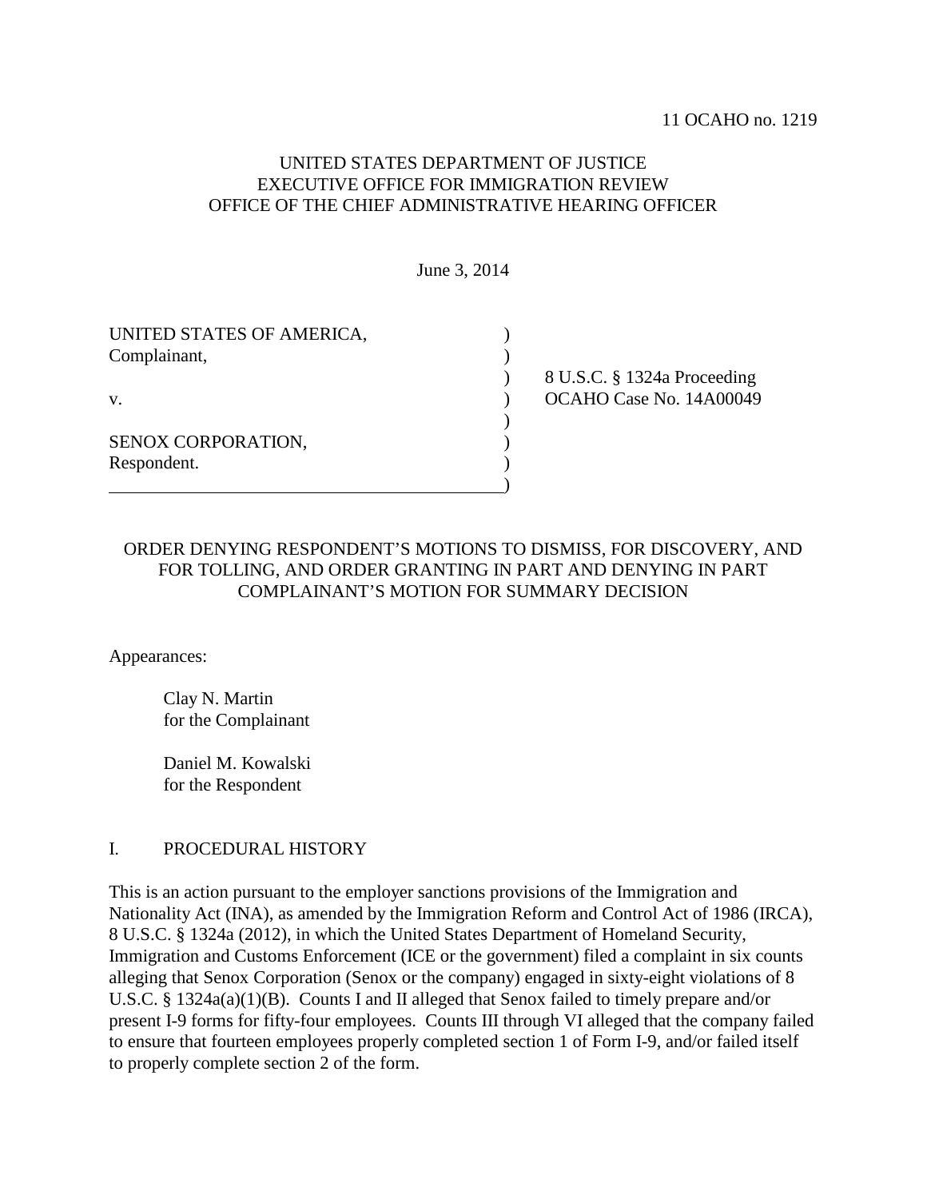11 OCAHO no. 1219

UNITED STATES DEPARTMENT OF JUSTICE
EXECUTIVE OFFICE FOR IMMIGRATION REVIEW
OFFICE OF THE CHIEF ADMINISTRATIVE HEARING OFFICER

June 3, 2014

| | | |
|---|---|---|
| UNITED STATES OF AMERICA, | ) | |
| Complainant, | ) | |
| | ) | 8 U.S.C. § 1324a Proceeding |
| v. | ) | OCAHO Case No. 14A00049 |
| | ) | |
| SENOX CORPORATION, | ) | |
| Respondent. | ) | |
| | ) | |

ORDER DENYING RESPONDENT'S MOTIONS TO DISMISS, FOR DISCOVERY, AND FOR TOLLING, AND ORDER GRANTING IN PART AND DENYING IN PART COMPLAINANT'S MOTION FOR SUMMARY DECISION

Appearances:

Clay N. Martin
for the Complainant

Daniel M. Kowalski
for the Respondent

## I. PROCEDURAL HISTORY

This is an action pursuant to the employer sanctions provisions of the Immigration and Nationality Act (INA), as amended by the Immigration Reform and Control Act of 1986 (IRCA), 8 U.S.C. § 1324a (2012), in which the United States Department of Homeland Security, Immigration and Customs Enforcement (ICE or the government) filed a complaint in six counts alleging that Senox Corporation (Senox or the company) engaged in sixty-eight violations of 8 U.S.C. § 1324a(a)(1)(B). Counts I and II alleged that Senox failed to timely prepare and/or present I-9 forms for fifty-four employees. Counts III through VI alleged that the company failed to ensure that fourteen employees properly completed section 1 of Form I-9, and/or failed itself to properly complete section 2 of the form.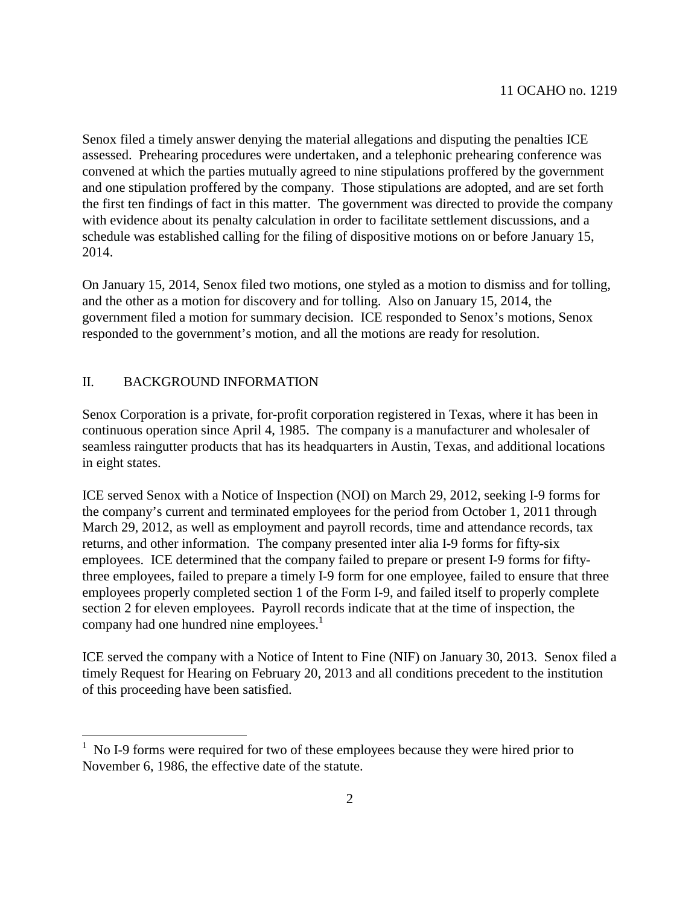Senox filed a timely answer denying the material allegations and disputing the penalties ICE assessed. Prehearing procedures were undertaken, and a telephonic prehearing conference was convened at which the parties mutually agreed to nine stipulations proffered by the government and one stipulation proffered by the company. Those stipulations are adopted, and are set forth the first ten findings of fact in this matter. The government was directed to provide the company with evidence about its penalty calculation in order to facilitate settlement discussions, and a schedule was established calling for the filing of dispositive motions on or before January 15, 2014.

On January 15, 2014, Senox filed two motions, one styled as a motion to dismiss and for tolling, and the other as a motion for discovery and for tolling. Also on January 15, 2014, the government filed a motion for summary decision. ICE responded to Senox's motions, Senox responded to the government's motion, and all the motions are ready for resolution.

## II. BACKGROUND INFORMATION

Senox Corporation is a private, for-profit corporation registered in Texas, where it has been in continuous operation since April 4, 1985. The company is a manufacturer and wholesaler of seamless raingutter products that has its headquarters in Austin, Texas, and additional locations in eight states.

ICE served Senox with a Notice of Inspection (NOI) on March 29, 2012, seeking I-9 forms for the company's current and terminated employees for the period from October 1, 2011 through March 29, 2012, as well as employment and payroll records, time and attendance records, tax returns, and other information. The company presented inter alia I-9 forms for fifty-six employees. ICE determined that the company failed to prepare or present I-9 forms for fifty-three employees, failed to prepare a timely I-9 form for one employee, failed to ensure that three employees properly completed section 1 of the Form I-9, and failed itself to properly complete section 2 for eleven employees. Payroll records indicate that at the time of inspection, the company had one hundred nine employees.[1]

ICE served the company with a Notice of Intent to Fine (NIF) on January 30, 2013. Senox filed a timely Request for Hearing on February 20, 2013 and all conditions precedent to the institution of this proceeding have been satisfied.

[1] No I-9 forms were required for two of these employees because they were hired prior to November 6, 1986, the effective date of the statute.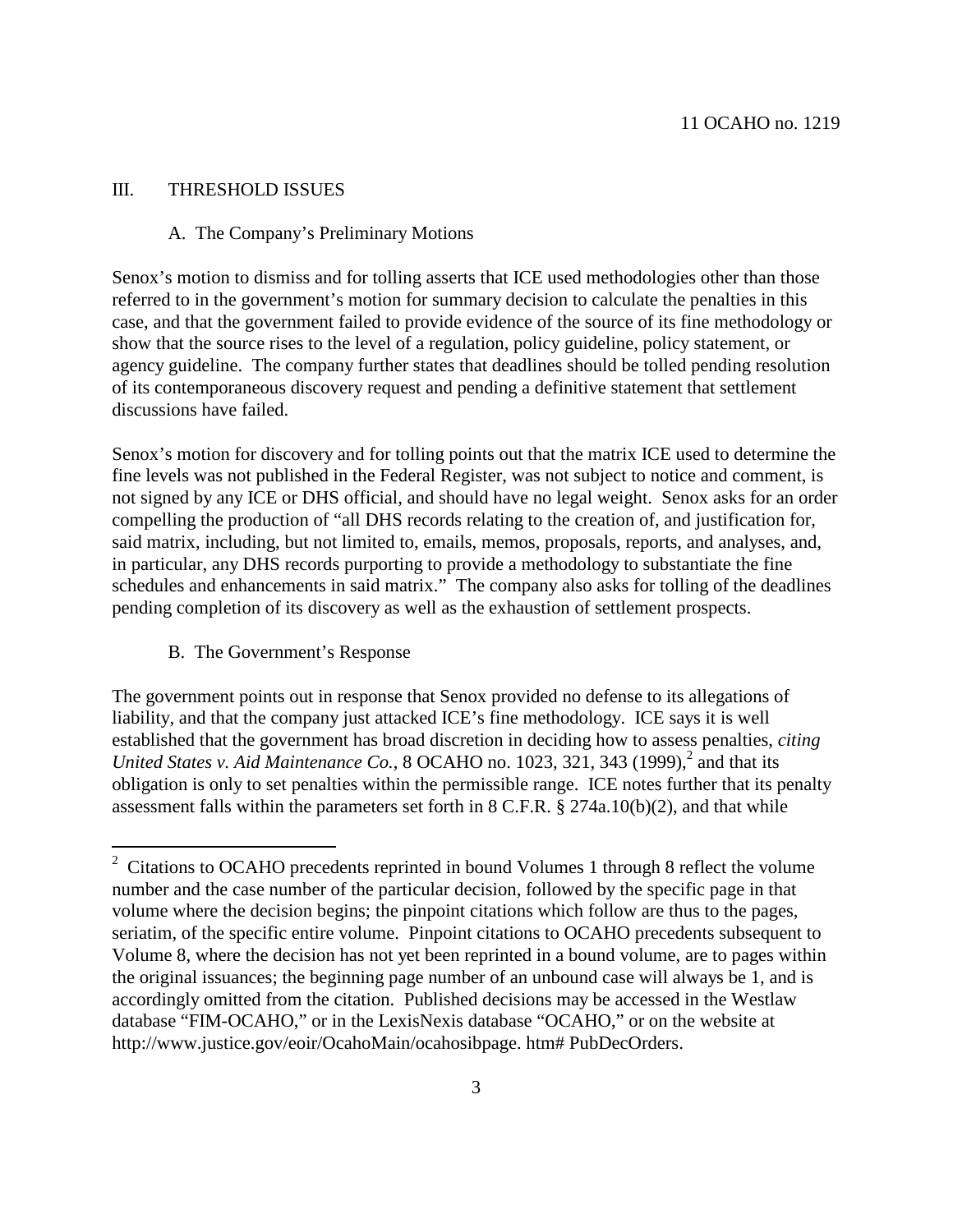## III. THRESHOLD ISSUES

### A. The Company's Preliminary Motions

Senox's motion to dismiss and for tolling asserts that ICE used methodologies other than those referred to in the government's motion for summary decision to calculate the penalties in this case, and that the government failed to provide evidence of the source of its fine methodology or show that the source rises to the level of a regulation, policy guideline, policy statement, or agency guideline. The company further states that deadlines should be tolled pending resolution of its contemporaneous discovery request and pending a definitive statement that settlement discussions have failed.

Senox's motion for discovery and for tolling points out that the matrix ICE used to determine the fine levels was not published in the Federal Register, was not subject to notice and comment, is not signed by any ICE or DHS official, and should have no legal weight. Senox asks for an order compelling the production of "all DHS records relating to the creation of, and justification for, said matrix, including, but not limited to, emails, memos, proposals, reports, and analyses, and, in particular, any DHS records purporting to provide a methodology to substantiate the fine schedules and enhancements in said matrix." The company also asks for tolling of the deadlines pending completion of its discovery as well as the exhaustion of settlement prospects.

### B. The Government's Response

The government points out in response that Senox provided no defense to its allegations of liability, and that the company just attacked ICE's fine methodology. ICE says it is well established that the government has broad discretion in deciding how to assess penalties, *citing United States v. Aid Maintenance Co.*, 8 OCAHO no. 1023, 321, 343 (1999),[2] and that its obligation is only to set penalties within the permissible range. ICE notes further that its penalty assessment falls within the parameters set forth in 8 C.F.R. § 274a.10(b)(2), and that while

---

[2] Citations to OCAHO precedents reprinted in bound Volumes 1 through 8 reflect the volume number and the case number of the particular decision, followed by the specific page in that volume where the decision begins; the pinpoint citations which follow are thus to the pages, seriatim, of the specific entire volume. Pinpoint citations to OCAHO precedents subsequent to Volume 8, where the decision has not yet been reprinted in a bound volume, are to pages within the original issuances; the beginning page number of an unbound case will always be 1, and is accordingly omitted from the citation. Published decisions may be accessed in the Westlaw database "FIM-OCAHO," or in the LexisNexis database "OCAHO," or on the website at http://www.justice.gov/eoir/OcahoMain/ocahosibpage. htm# PubDecOrders.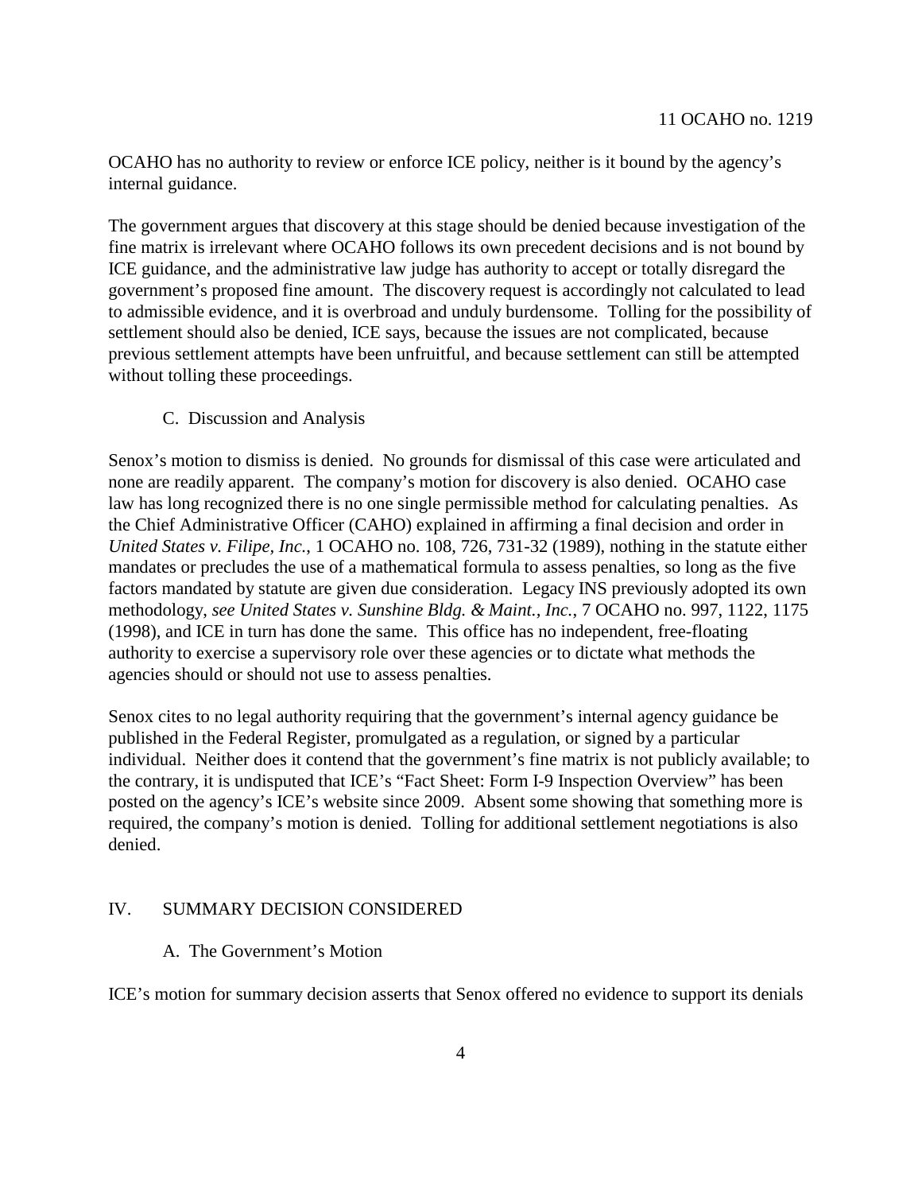OCAHO has no authority to review or enforce ICE policy, neither is it bound by the agency's internal guidance.

The government argues that discovery at this stage should be denied because investigation of the fine matrix is irrelevant where OCAHO follows its own precedent decisions and is not bound by ICE guidance, and the administrative law judge has authority to accept or totally disregard the government's proposed fine amount. The discovery request is accordingly not calculated to lead to admissible evidence, and it is overbroad and unduly burdensome. Tolling for the possibility of settlement should also be denied, ICE says, because the issues are not complicated, because previous settlement attempts have been unfruitful, and because settlement can still be attempted without tolling these proceedings.

### C. Discussion and Analysis

Senox's motion to dismiss is denied. No grounds for dismissal of this case were articulated and none are readily apparent. The company's motion for discovery is also denied. OCAHO case law has long recognized there is no one single permissible method for calculating penalties. As the Chief Administrative Officer (CAHO) explained in affirming a final decision and order in *United States v. Filipe, Inc.*, 1 OCAHO no. 108, 726, 731-32 (1989), nothing in the statute either mandates or precludes the use of a mathematical formula to assess penalties, so long as the five factors mandated by statute are given due consideration. Legacy INS previously adopted its own methodology, *see United States v. Sunshine Bldg. & Maint., Inc.*, 7 OCAHO no. 997, 1122, 1175 (1998), and ICE in turn has done the same. This office has no independent, free-floating authority to exercise a supervisory role over these agencies or to dictate what methods the agencies should or should not use to assess penalties.

Senox cites to no legal authority requiring that the government's internal agency guidance be published in the Federal Register, promulgated as a regulation, or signed by a particular individual. Neither does it contend that the government's fine matrix is not publicly available; to the contrary, it is undisputed that ICE's "Fact Sheet: Form I-9 Inspection Overview" has been posted on the agency's ICE's website since 2009. Absent some showing that something more is required, the company's motion is denied. Tolling for additional settlement negotiations is also denied.

## IV. SUMMARY DECISION CONSIDERED

### A. The Government's Motion

ICE's motion for summary decision asserts that Senox offered no evidence to support its denials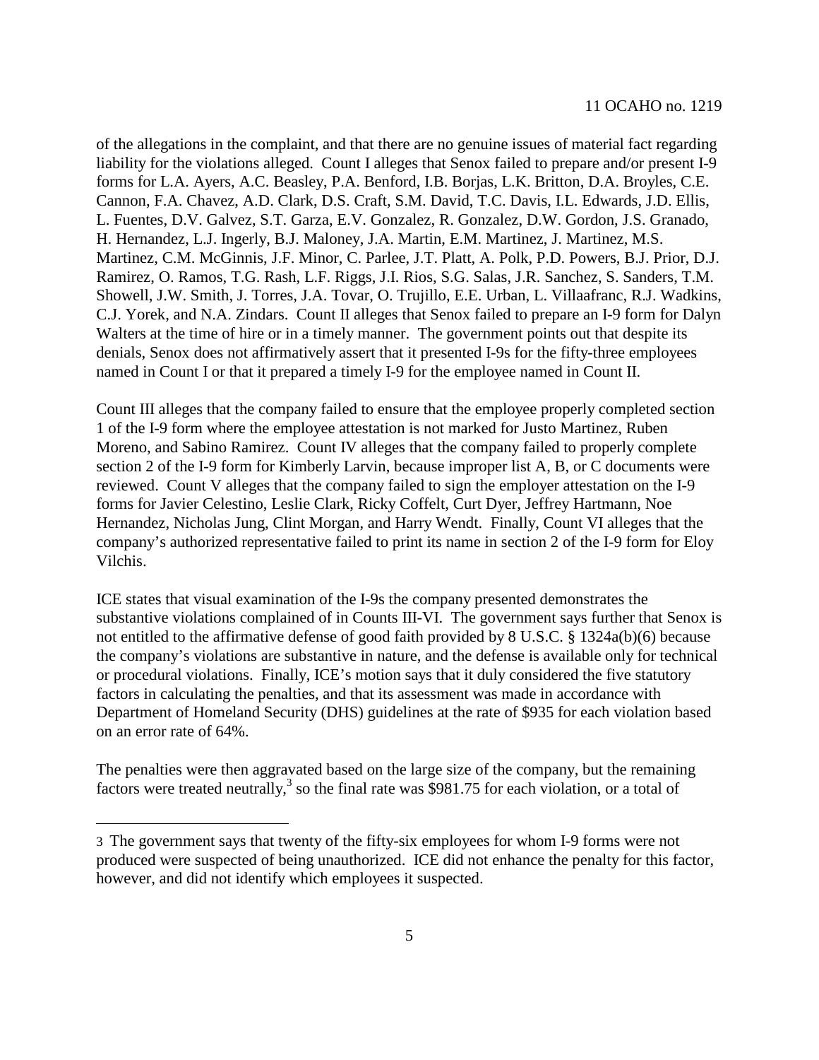of the allegations in the complaint, and that there are no genuine issues of material fact regarding liability for the violations alleged. Count I alleges that Senox failed to prepare and/or present I-9 forms for L.A. Ayers, A.C. Beasley, P.A. Benford, I.B. Borjas, L.K. Britton, D.A. Broyles, C.E. Cannon, F.A. Chavez, A.D. Clark, D.S. Craft, S.M. David, T.C. Davis, I.L. Edwards, J.D. Ellis, L. Fuentes, D.V. Galvez, S.T. Garza, E.V. Gonzalez, R. Gonzalez, D.W. Gordon, J.S. Granado, H. Hernandez, L.J. Ingerly, B.J. Maloney, J.A. Martin, E.M. Martinez, J. Martinez, M.S. Martinez, C.M. McGinnis, J.F. Minor, C. Parlee, J.T. Platt, A. Polk, P.D. Powers, B.J. Prior, D.J. Ramirez, O. Ramos, T.G. Rash, L.F. Riggs, J.I. Rios, S.G. Salas, J.R. Sanchez, S. Sanders, T.M. Showell, J.W. Smith, J. Torres, J.A. Tovar, O. Trujillo, E.E. Urban, L. Villaafranc, R.J. Wadkins, C.J. Yorek, and N.A. Zindars. Count II alleges that Senox failed to prepare an I-9 form for Dalyn Walters at the time of hire or in a timely manner. The government points out that despite its denials, Senox does not affirmatively assert that it presented I-9s for the fifty-three employees named in Count I or that it prepared a timely I-9 for the employee named in Count II.

Count III alleges that the company failed to ensure that the employee properly completed section 1 of the I-9 form where the employee attestation is not marked for Justo Martinez, Ruben Moreno, and Sabino Ramirez. Count IV alleges that the company failed to properly complete section 2 of the I-9 form for Kimberly Larvin, because improper list A, B, or C documents were reviewed. Count V alleges that the company failed to sign the employer attestation on the I-9 forms for Javier Celestino, Leslie Clark, Ricky Coffelt, Curt Dyer, Jeffrey Hartmann, Noe Hernandez, Nicholas Jung, Clint Morgan, and Harry Wendt. Finally, Count VI alleges that the company's authorized representative failed to print its name in section 2 of the I-9 form for Eloy Vilchis.

ICE states that visual examination of the I-9s the company presented demonstrates the substantive violations complained of in Counts III-VI. The government says further that Senox is not entitled to the affirmative defense of good faith provided by 8 U.S.C. § 1324a(b)(6) because the company's violations are substantive in nature, and the defense is available only for technical or procedural violations. Finally, ICE's motion says that it duly considered the five statutory factors in calculating the penalties, and that its assessment was made in accordance with Department of Homeland Security (DHS) guidelines at the rate of $935 for each violation based on an error rate of 64%.

The penalties were then aggravated based on the large size of the company, but the remaining factors were treated neutrally,[3] so the final rate was $981.75 for each violation, or a total of

[3] The government says that twenty of the fifty-six employees for whom I-9 forms were not produced were suspected of being unauthorized. ICE did not enhance the penalty for this factor, however, and did not identify which employees it suspected.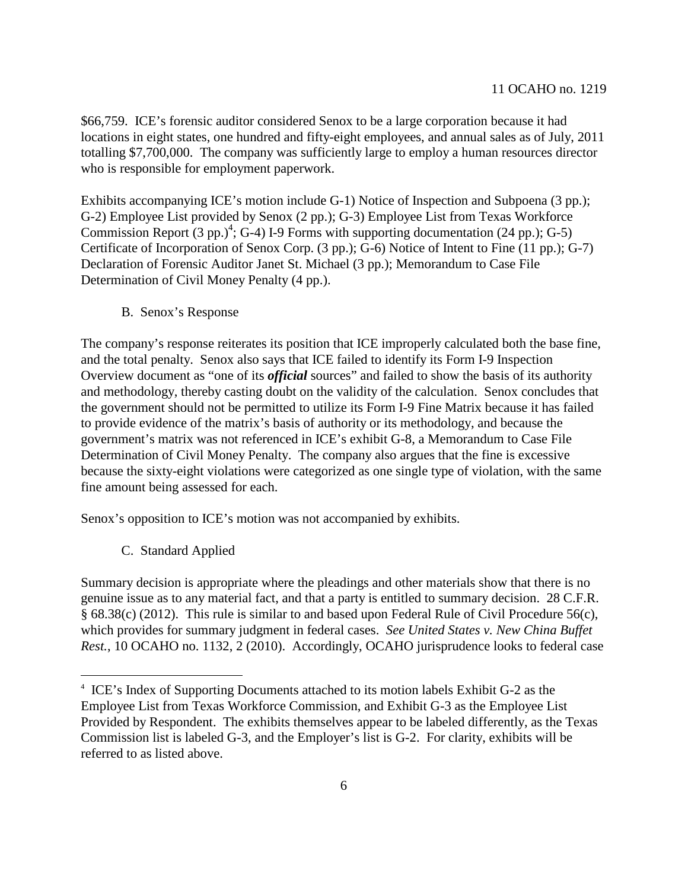$66,759. ICE's forensic auditor considered Senox to be a large corporation because it had locations in eight states, one hundred and fifty-eight employees, and annual sales as of July, 2011 totalling $7,700,000. The company was sufficiently large to employ a human resources director who is responsible for employment paperwork.

Exhibits accompanying ICE's motion include G-1) Notice of Inspection and Subpoena (3 pp.); G-2) Employee List provided by Senox (2 pp.); G-3) Employee List from Texas Workforce Commission Report (3 pp.)[4]; G-4) I-9 Forms with supporting documentation (24 pp.); G-5) Certificate of Incorporation of Senox Corp. (3 pp.); G-6) Notice of Intent to Fine (11 pp.); G-7) Declaration of Forensic Auditor Janet St. Michael (3 pp.); Memorandum to Case File Determination of Civil Money Penalty (4 pp.).

### B. Senox's Response

The company's response reiterates its position that ICE improperly calculated both the base fine, and the total penalty. Senox also says that ICE failed to identify its Form I-9 Inspection Overview document as "one of its ***official*** sources" and failed to show the basis of its authority and methodology, thereby casting doubt on the validity of the calculation. Senox concludes that the government should not be permitted to utilize its Form I-9 Fine Matrix because it has failed to provide evidence of the matrix's basis of authority or its methodology, and because the government's matrix was not referenced in ICE's exhibit G-8, a Memorandum to Case File Determination of Civil Money Penalty. The company also argues that the fine is excessive because the sixty-eight violations were categorized as one single type of violation, with the same fine amount being assessed for each.

Senox's opposition to ICE's motion was not accompanied by exhibits.

### C. Standard Applied

Summary decision is appropriate where the pleadings and other materials show that there is no genuine issue as to any material fact, and that a party is entitled to summary decision. 28 C.F.R. § 68.38(c) (2012). This rule is similar to and based upon Federal Rule of Civil Procedure 56(c), which provides for summary judgment in federal cases. *See United States v. New China Buffet Rest.*, 10 OCAHO no. 1132, 2 (2010). Accordingly, OCAHO jurisprudence looks to federal case

---

[4] ICE's Index of Supporting Documents attached to its motion labels Exhibit G-2 as the Employee List from Texas Workforce Commission, and Exhibit G-3 as the Employee List Provided by Respondent. The exhibits themselves appear to be labeled differently, as the Texas Commission list is labeled G-3, and the Employer's list is G-2. For clarity, exhibits will be referred to as listed above.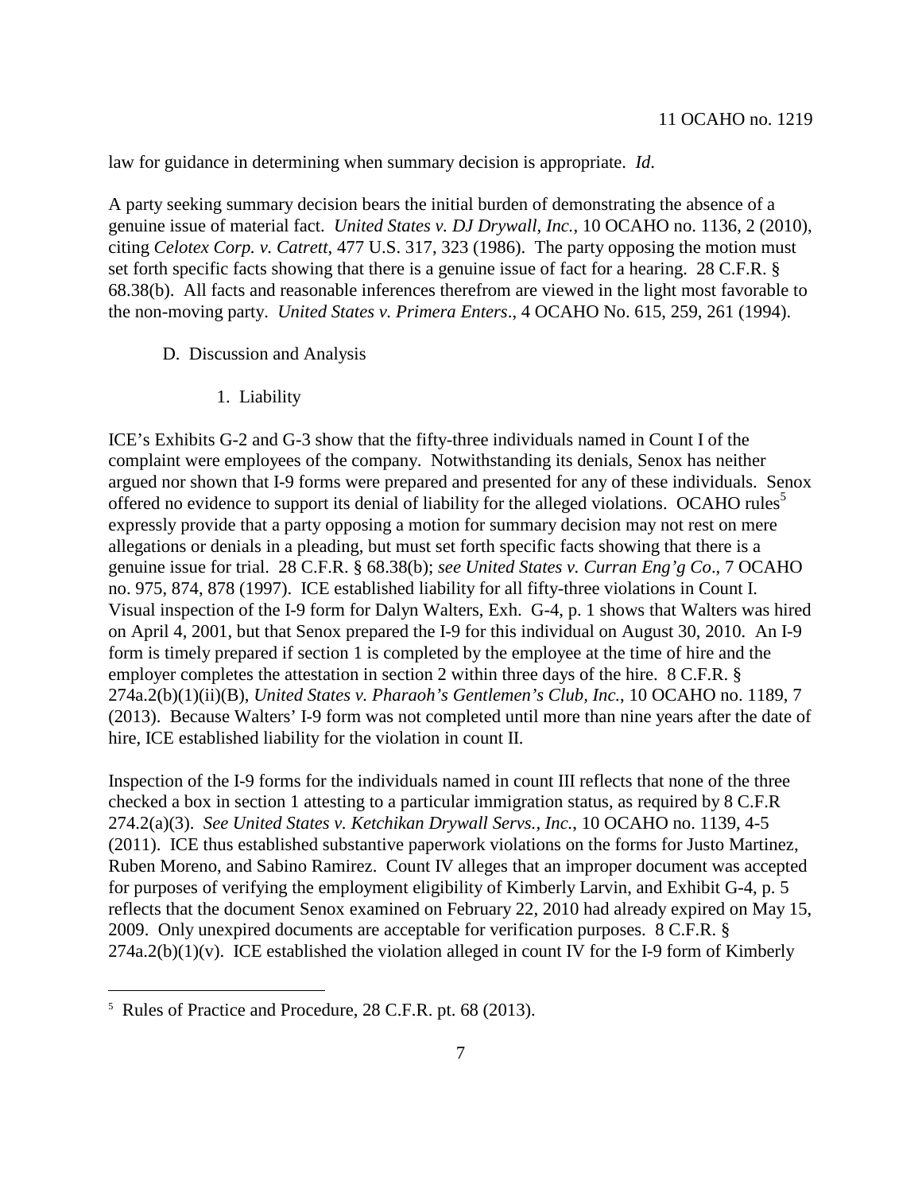law for guidance in determining when summary decision is appropriate. *Id*.

A party seeking summary decision bears the initial burden of demonstrating the absence of a genuine issue of material fact. *United States v. DJ Drywall, Inc.*, 10 OCAHO no. 1136, 2 (2010), citing *Celotex Corp. v. Catrett*, 477 U.S. 317, 323 (1986). The party opposing the motion must set forth specific facts showing that there is a genuine issue of fact for a hearing. 28 C.F.R. § 68.38(b). All facts and reasonable inferences therefrom are viewed in the light most favorable to the non-moving party. *United States v. Primera Enters*., 4 OCAHO No. 615, 259, 261 (1994).

D. Discussion and Analysis

1. Liability

ICE's Exhibits G-2 and G-3 show that the fifty-three individuals named in Count I of the complaint were employees of the company. Notwithstanding its denials, Senox has neither argued nor shown that I-9 forms were prepared and presented for any of these individuals. Senox offered no evidence to support its denial of liability for the alleged violations. OCAHO rules[5] expressly provide that a party opposing a motion for summary decision may not rest on mere allegations or denials in a pleading, but must set forth specific facts showing that there is a genuine issue for trial. 28 C.F.R. § 68.38(b); *see United States v. Curran Eng'g Co*., 7 OCAHO no. 975, 874, 878 (1997). ICE established liability for all fifty-three violations in Count I. Visual inspection of the I-9 form for Dalyn Walters, Exh. G-4, p. 1 shows that Walters was hired on April 4, 2001, but that Senox prepared the I-9 for this individual on August 30, 2010. An I-9 form is timely prepared if section 1 is completed by the employee at the time of hire and the employer completes the attestation in section 2 within three days of the hire. 8 C.F.R. § 274a.2(b)(1)(ii)(B), *United States v. Pharaoh's Gentlemen's Club, Inc.*, 10 OCAHO no. 1189, 7 (2013). Because Walters' I-9 form was not completed until more than nine years after the date of hire, ICE established liability for the violation in count II.

Inspection of the I-9 forms for the individuals named in count III reflects that none of the three checked a box in section 1 attesting to a particular immigration status, as required by 8 C.F.R 274.2(a)(3). *See United States v. Ketchikan Drywall Servs., Inc.*, 10 OCAHO no. 1139, 4-5 (2011). ICE thus established substantive paperwork violations on the forms for Justo Martinez, Ruben Moreno, and Sabino Ramirez. Count IV alleges that an improper document was accepted for purposes of verifying the employment eligibility of Kimberly Larvin, and Exhibit G-4, p. 5 reflects that the document Senox examined on February 22, 2010 had already expired on May 15, 2009. Only unexpired documents are acceptable for verification purposes. 8 C.F.R. § 274a.2(b)(1)(v). ICE established the violation alleged in count IV for the I-9 form of Kimberly

[5] Rules of Practice and Procedure, 28 C.F.R. pt. 68 (2013).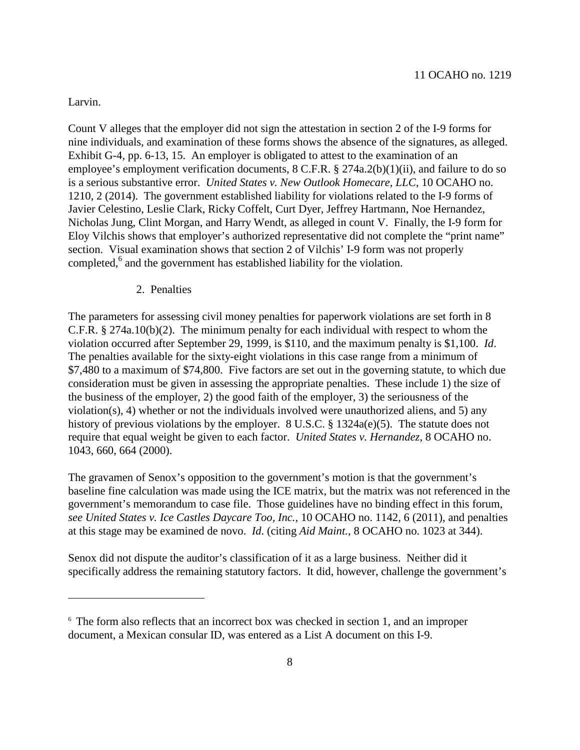Larvin.

Count V alleges that the employer did not sign the attestation in section 2 of the I-9 forms for nine individuals, and examination of these forms shows the absence of the signatures, as alleged. Exhibit G-4, pp. 6-13, 15. An employer is obligated to attest to the examination of an employee's employment verification documents, 8 C.F.R. § 274a.2(b)(1)(ii), and failure to do so is a serious substantive error. *United States v. New Outlook Homecare, LLC*, 10 OCAHO no. 1210, 2 (2014). The government established liability for violations related to the I-9 forms of Javier Celestino, Leslie Clark, Ricky Coffelt, Curt Dyer, Jeffrey Hartmann, Noe Hernandez, Nicholas Jung, Clint Morgan, and Harry Wendt, as alleged in count V. Finally, the I-9 form for Eloy Vilchis shows that employer's authorized representative did not complete the "print name" section. Visual examination shows that section 2 of Vilchis' I-9 form was not properly completed,[6] and the government has established liability for the violation.

2. Penalties

The parameters for assessing civil money penalties for paperwork violations are set forth in 8 C.F.R. § 274a.10(b)(2). The minimum penalty for each individual with respect to whom the violation occurred after September 29, 1999, is $110, and the maximum penalty is $1,100. *Id*. The penalties available for the sixty-eight violations in this case range from a minimum of $7,480 to a maximum of $74,800. Five factors are set out in the governing statute, to which due consideration must be given in assessing the appropriate penalties. These include 1) the size of the business of the employer, 2) the good faith of the employer, 3) the seriousness of the violation(s), 4) whether or not the individuals involved were unauthorized aliens, and 5) any history of previous violations by the employer. 8 U.S.C. § 1324a(e)(5). The statute does not require that equal weight be given to each factor. *United States v. Hernandez*, 8 OCAHO no. 1043, 660, 664 (2000).

The gravamen of Senox's opposition to the government's motion is that the government's baseline fine calculation was made using the ICE matrix, but the matrix was not referenced in the government's memorandum to case file. Those guidelines have no binding effect in this forum, *see United States v. Ice Castles Daycare Too, Inc.*, 10 OCAHO no. 1142, 6 (2011), and penalties at this stage may be examined de novo. *Id*. (citing *Aid Maint.*, 8 OCAHO no. 1023 at 344).

Senox did not dispute the auditor's classification of it as a large business. Neither did it specifically address the remaining statutory factors. It did, however, challenge the government's

[6] The form also reflects that an incorrect box was checked in section 1, and an improper document, a Mexican consular ID, was entered as a List A document on this I-9.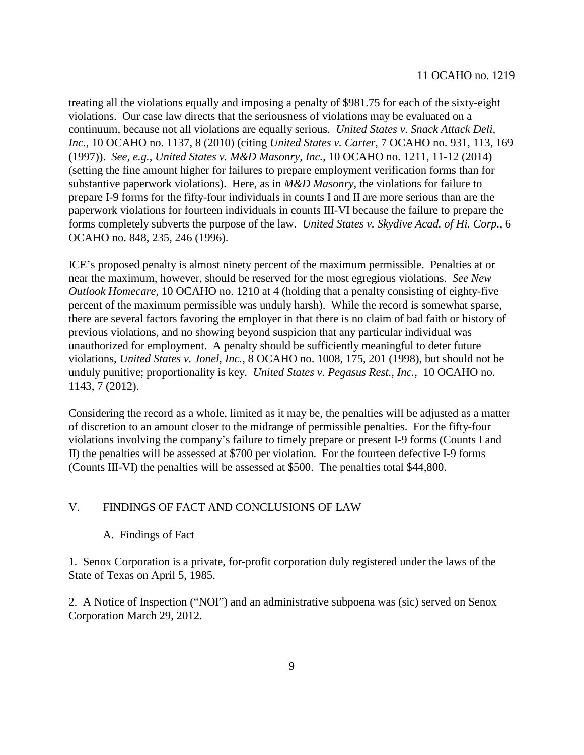treating all the violations equally and imposing a penalty of $981.75 for each of the sixty-eight violations. Our case law directs that the seriousness of violations may be evaluated on a continuum, because not all violations are equally serious. *United States v. Snack Attack Deli, Inc.*, 10 OCAHO no. 1137, 8 (2010) (citing *United States v. Carter*, 7 OCAHO no. 931, 113, 169 (1997)). *See, e.g.*, *United States v. M&D Masonry, Inc.*, 10 OCAHO no. 1211, 11-12 (2014) (setting the fine amount higher for failures to prepare employment verification forms than for substantive paperwork violations). Here, as in *M&D Masonry*, the violations for failure to prepare I-9 forms for the fifty-four individuals in counts I and II are more serious than are the paperwork violations for fourteen individuals in counts III-VI because the failure to prepare the forms completely subverts the purpose of the law. *United States v. Skydive Acad. of Hi. Corp.*, 6 OCAHO no. 848, 235, 246 (1996).

ICE's proposed penalty is almost ninety percent of the maximum permissible. Penalties at or near the maximum, however, should be reserved for the most egregious violations. *See New Outlook Homecare*, 10 OCAHO no. 1210 at 4 (holding that a penalty consisting of eighty-five percent of the maximum permissible was unduly harsh). While the record is somewhat sparse, there are several factors favoring the employer in that there is no claim of bad faith or history of previous violations, and no showing beyond suspicion that any particular individual was unauthorized for employment. A penalty should be sufficiently meaningful to deter future violations, *United States v. Jonel, Inc.*, 8 OCAHO no. 1008, 175, 201 (1998), but should not be unduly punitive; proportionality is key. *United States v. Pegasus Rest., Inc.*, 10 OCAHO no. 1143, 7 (2012).

Considering the record as a whole, limited as it may be, the penalties will be adjusted as a matter of discretion to an amount closer to the midrange of permissible penalties. For the fifty-four violations involving the company's failure to timely prepare or present I-9 forms (Counts I and II) the penalties will be assessed at $700 per violation. For the fourteen defective I-9 forms (Counts III-VI) the penalties will be assessed at $500. The penalties total $44,800.

## V. FINDINGS OF FACT AND CONCLUSIONS OF LAW

### A. Findings of Fact

1. Senox Corporation is a private, for-profit corporation duly registered under the laws of the State of Texas on April 5, 1985.

2. A Notice of Inspection ("NOI") and an administrative subpoena was (sic) served on Senox Corporation March 29, 2012.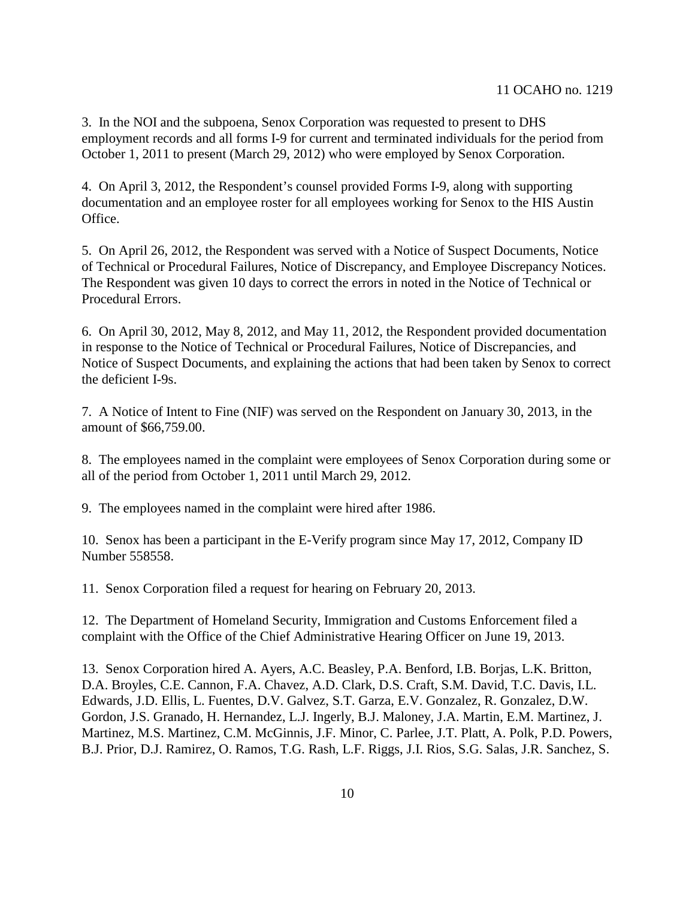3. In the NOI and the subpoena, Senox Corporation was requested to present to DHS employment records and all forms I-9 for current and terminated individuals for the period from October 1, 2011 to present (March 29, 2012) who were employed by Senox Corporation.

4. On April 3, 2012, the Respondent's counsel provided Forms I-9, along with supporting documentation and an employee roster for all employees working for Senox to the HIS Austin Office.

5. On April 26, 2012, the Respondent was served with a Notice of Suspect Documents, Notice of Technical or Procedural Failures, Notice of Discrepancy, and Employee Discrepancy Notices. The Respondent was given 10 days to correct the errors in noted in the Notice of Technical or Procedural Errors.

6. On April 30, 2012, May 8, 2012, and May 11, 2012, the Respondent provided documentation in response to the Notice of Technical or Procedural Failures, Notice of Discrepancies, and Notice of Suspect Documents, and explaining the actions that had been taken by Senox to correct the deficient I-9s.

7. A Notice of Intent to Fine (NIF) was served on the Respondent on January 30, 2013, in the amount of $66,759.00.

8. The employees named in the complaint were employees of Senox Corporation during some or all of the period from October 1, 2011 until March 29, 2012.

9. The employees named in the complaint were hired after 1986.

10. Senox has been a participant in the E-Verify program since May 17, 2012, Company ID Number 558558.

11. Senox Corporation filed a request for hearing on February 20, 2013.

12. The Department of Homeland Security, Immigration and Customs Enforcement filed a complaint with the Office of the Chief Administrative Hearing Officer on June 19, 2013.

13. Senox Corporation hired A. Ayers, A.C. Beasley, P.A. Benford, I.B. Borjas, L.K. Britton, D.A. Broyles, C.E. Cannon, F.A. Chavez, A.D. Clark, D.S. Craft, S.M. David, T.C. Davis, I.L. Edwards, J.D. Ellis, L. Fuentes, D.V. Galvez, S.T. Garza, E.V. Gonzalez, R. Gonzalez, D.W. Gordon, J.S. Granado, H. Hernandez, L.J. Ingerly, B.J. Maloney, J.A. Martin, E.M. Martinez, J. Martinez, M.S. Martinez, C.M. McGinnis, J.F. Minor, C. Parlee, J.T. Platt, A. Polk, P.D. Powers, B.J. Prior, D.J. Ramirez, O. Ramos, T.G. Rash, L.F. Riggs, J.I. Rios, S.G. Salas, J.R. Sanchez, S.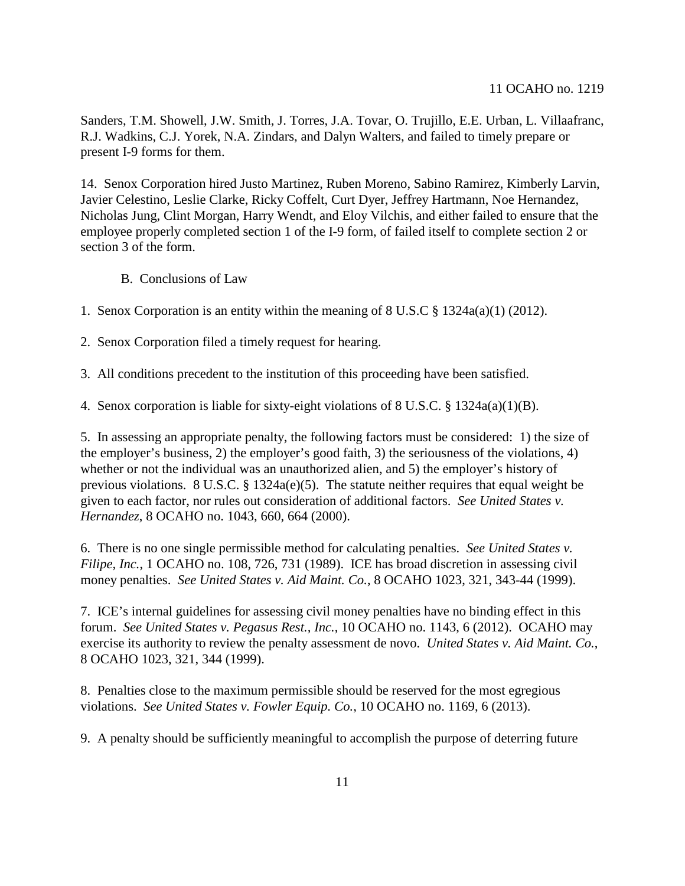Sanders, T.M. Showell, J.W. Smith, J. Torres, J.A. Tovar, O. Trujillo, E.E. Urban, L. Villaafranc, R.J. Wadkins, C.J. Yorek, N.A. Zindars, and Dalyn Walters, and failed to timely prepare or present I-9 forms for them.

14. Senox Corporation hired Justo Martinez, Ruben Moreno, Sabino Ramirez, Kimberly Larvin, Javier Celestino, Leslie Clarke, Ricky Coffelt, Curt Dyer, Jeffrey Hartmann, Noe Hernandez, Nicholas Jung, Clint Morgan, Harry Wendt, and Eloy Vilchis, and either failed to ensure that the employee properly completed section 1 of the I-9 form, of failed itself to complete section 2 or section 3 of the form.

B. Conclusions of Law

1. Senox Corporation is an entity within the meaning of 8 U.S.C § 1324a(a)(1) (2012).

2. Senox Corporation filed a timely request for hearing.

3. All conditions precedent to the institution of this proceeding have been satisfied.

4. Senox corporation is liable for sixty-eight violations of 8 U.S.C. § 1324a(a)(1)(B).

5. In assessing an appropriate penalty, the following factors must be considered: 1) the size of the employer's business, 2) the employer's good faith, 3) the seriousness of the violations, 4) whether or not the individual was an unauthorized alien, and 5) the employer's history of previous violations. 8 U.S.C. § 1324a(e)(5). The statute neither requires that equal weight be given to each factor, nor rules out consideration of additional factors. *See United States v. Hernandez*, 8 OCAHO no. 1043, 660, 664 (2000).

6. There is no one single permissible method for calculating penalties. *See United States v. Filipe, Inc.*, 1 OCAHO no. 108, 726, 731 (1989). ICE has broad discretion in assessing civil money penalties. *See United States v. Aid Maint. Co.*, 8 OCAHO 1023, 321, 343-44 (1999).

7. ICE's internal guidelines for assessing civil money penalties have no binding effect in this forum. *See United States v. Pegasus Rest., Inc.*, 10 OCAHO no. 1143, 6 (2012). OCAHO may exercise its authority to review the penalty assessment de novo. *United States v. Aid Maint. Co.*, 8 OCAHO 1023, 321, 344 (1999).

8. Penalties close to the maximum permissible should be reserved for the most egregious violations. *See United States v. Fowler Equip. Co.*, 10 OCAHO no. 1169, 6 (2013).

9. A penalty should be sufficiently meaningful to accomplish the purpose of deterring future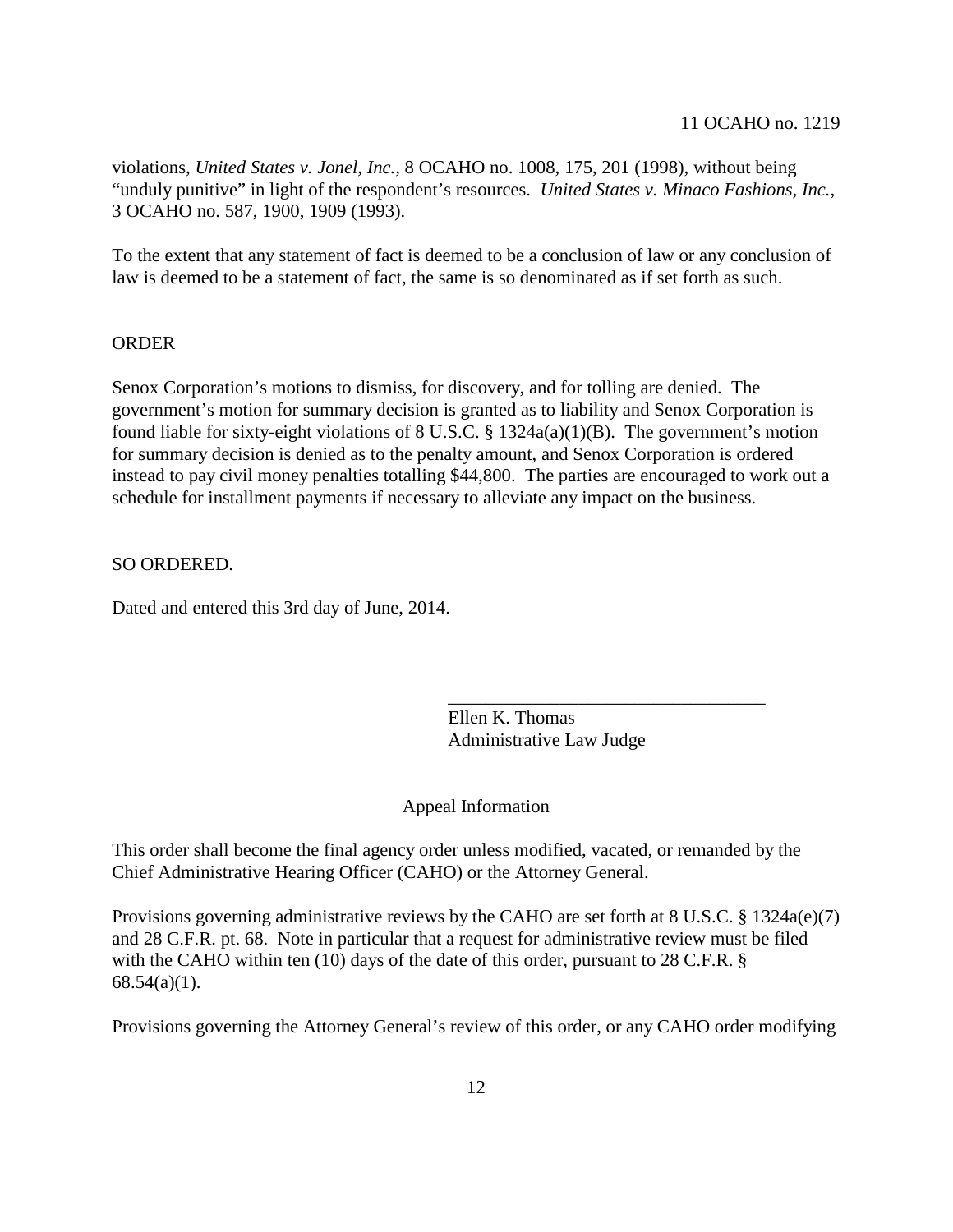violations, *United States v. Jonel, Inc.*, 8 OCAHO no. 1008, 175, 201 (1998), without being "unduly punitive" in light of the respondent's resources. *United States v. Minaco Fashions, Inc.*, 3 OCAHO no. 587, 1900, 1909 (1993).

To the extent that any statement of fact is deemed to be a conclusion of law or any conclusion of law is deemed to be a statement of fact, the same is so denominated as if set forth as such.

ORDER

Senox Corporation's motions to dismiss, for discovery, and for tolling are denied. The government's motion for summary decision is granted as to liability and Senox Corporation is found liable for sixty-eight violations of 8 U.S.C. § 1324a(a)(1)(B). The government's motion for summary decision is denied as to the penalty amount, and Senox Corporation is ordered instead to pay civil money penalties totalling $44,800. The parties are encouraged to work out a schedule for installment payments if necessary to alleviate any impact on the business.

SO ORDERED.

Dated and entered this 3rd day of June, 2014.

\_\_\_\_\_\_\_\_\_\_\_\_\_\_\_\_\_\_\_\_\_\_\_\_\_\_\_\_\_\_\_\_\_\_
Ellen K. Thomas
Administrative Law Judge

Appeal Information

This order shall become the final agency order unless modified, vacated, or remanded by the Chief Administrative Hearing Officer (CAHO) or the Attorney General.

Provisions governing administrative reviews by the CAHO are set forth at 8 U.S.C. § 1324a(e)(7) and 28 C.F.R. pt. 68. Note in particular that a request for administrative review must be filed with the CAHO within ten (10) days of the date of this order, pursuant to 28 C.F.R. § 68.54(a)(1).

Provisions governing the Attorney General's review of this order, or any CAHO order modifying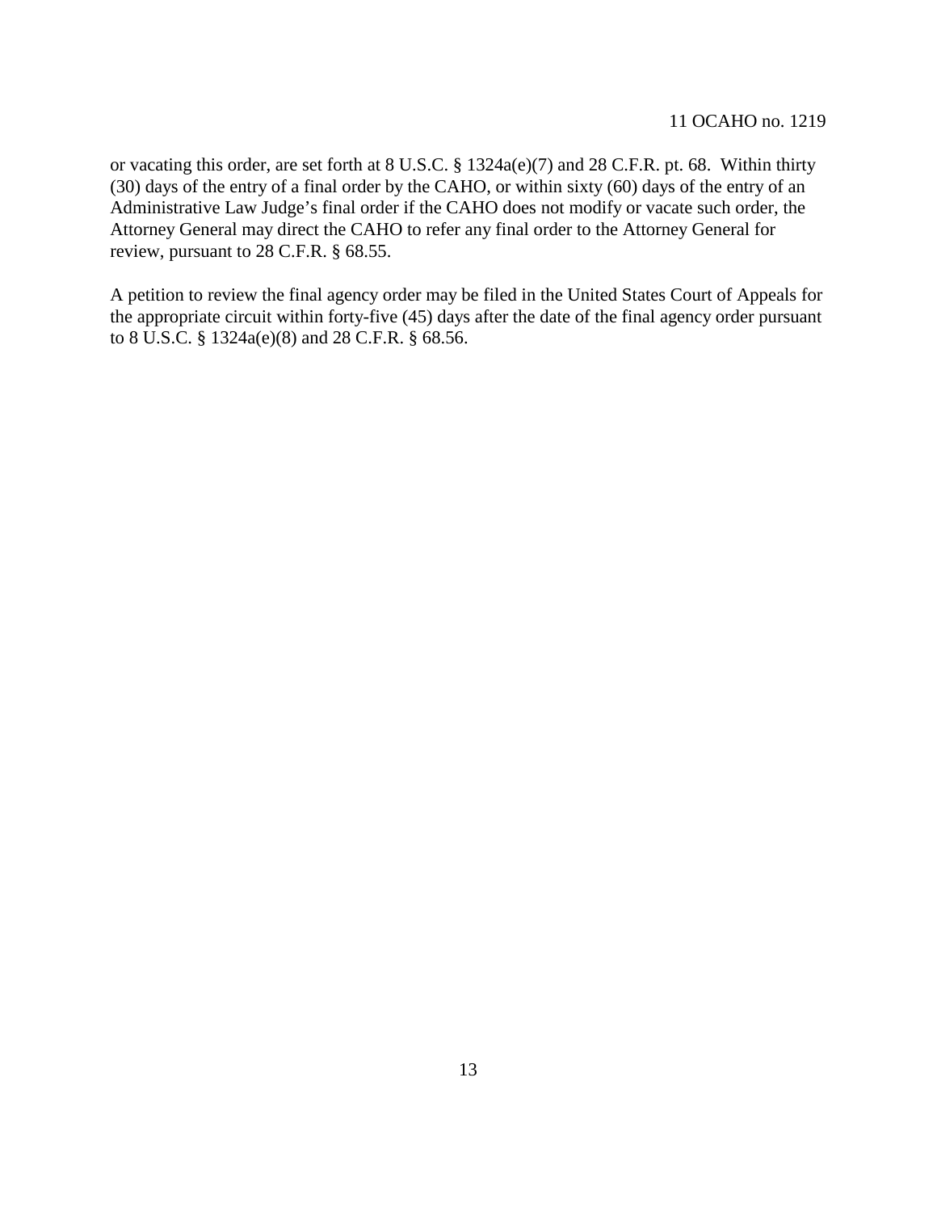or vacating this order, are set forth at 8 U.S.C. § 1324a(e)(7) and 28 C.F.R. pt. 68. Within thirty (30) days of the entry of a final order by the CAHO, or within sixty (60) days of the entry of an Administrative Law Judge's final order if the CAHO does not modify or vacate such order, the Attorney General may direct the CAHO to refer any final order to the Attorney General for review, pursuant to 28 C.F.R. § 68.55.

A petition to review the final agency order may be filed in the United States Court of Appeals for the appropriate circuit within forty-five (45) days after the date of the final agency order pursuant to 8 U.S.C. § 1324a(e)(8) and 28 C.F.R. § 68.56.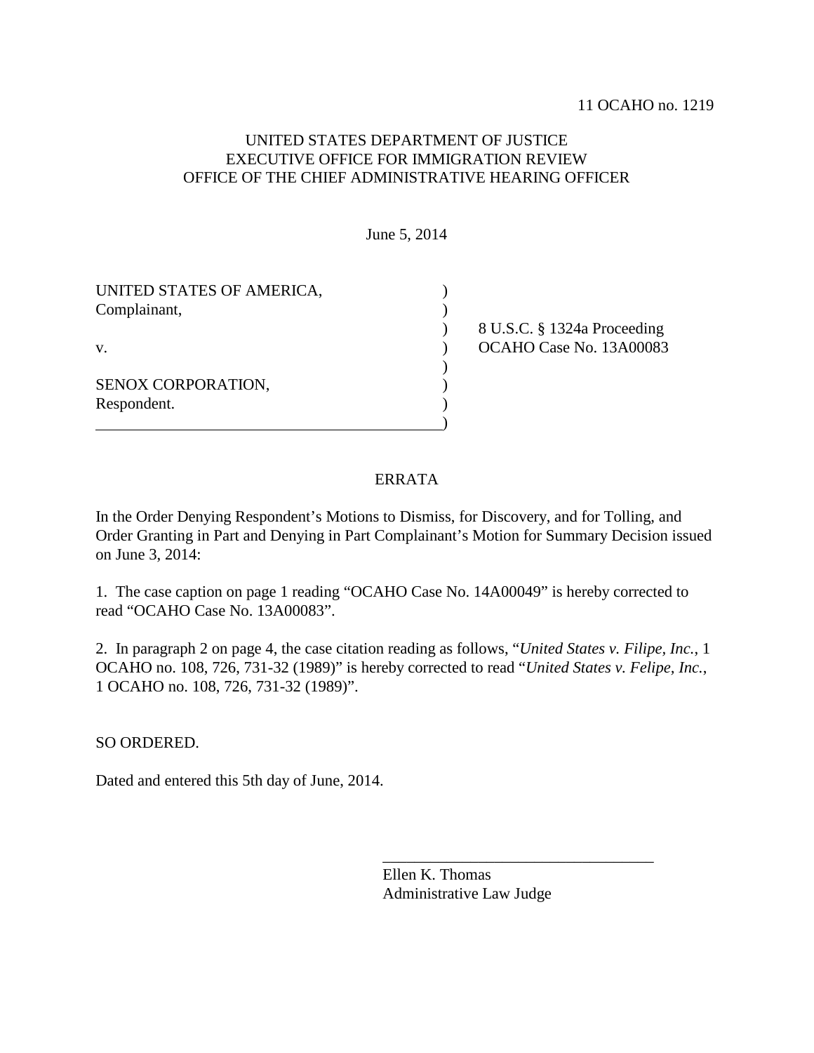11 OCAHO no. 1219

UNITED STATES DEPARTMENT OF JUSTICE
EXECUTIVE OFFICE FOR IMMIGRATION REVIEW
OFFICE OF THE CHIEF ADMINISTRATIVE HEARING OFFICER

June 5, 2014

| | | |
|---|---|---|
| UNITED STATES OF AMERICA, | ) | |
| Complainant, | ) | |
| | ) | 8 U.S.C. § 1324a Proceeding |
| v. | ) | OCAHO Case No. 13A00083 |
| | ) | |
| SENOX CORPORATION, | ) | |
| Respondent. | ) | |
| | ) | |

ERRATA

In the Order Denying Respondent's Motions to Dismiss, for Discovery, and for Tolling, and Order Granting in Part and Denying in Part Complainant's Motion for Summary Decision issued on June 3, 2014:

1. The case caption on page 1 reading "OCAHO Case No. 14A00049" is hereby corrected to read "OCAHO Case No. 13A00083".

2. In paragraph 2 on page 4, the case citation reading as follows, "*United States v. Filipe, Inc.*, 1 OCAHO no. 108, 726, 731-32 (1989)" is hereby corrected to read "*United States v. Felipe, Inc.*, 1 OCAHO no. 108, 726, 731-32 (1989)".

SO ORDERED.

Dated and entered this 5th day of June, 2014.

\_\_\_\_\_\_\_\_\_\_\_\_\_\_\_\_\_\_\_\_\_\_\_\_\_\_\_\_\_\_\_\_\_\_
Ellen K. Thomas
Administrative Law Judge